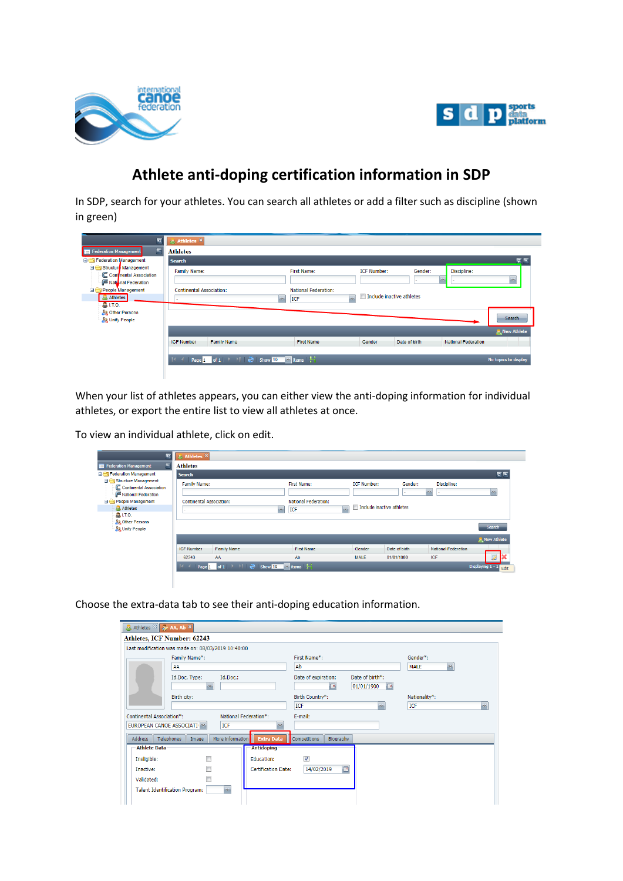# Athlete anti-doping certification information in SDP

In SDP, search for your athletes. You can search all athletes or add a filter such as discipline (shown in green)

When your list of athletes appears, you can either view the anti-doping information for individual athletes, or export the entire list to view all athletes at once.

To view an individual athlete, click on edit.

Choose the extra-data tab to see their anti-doping education information.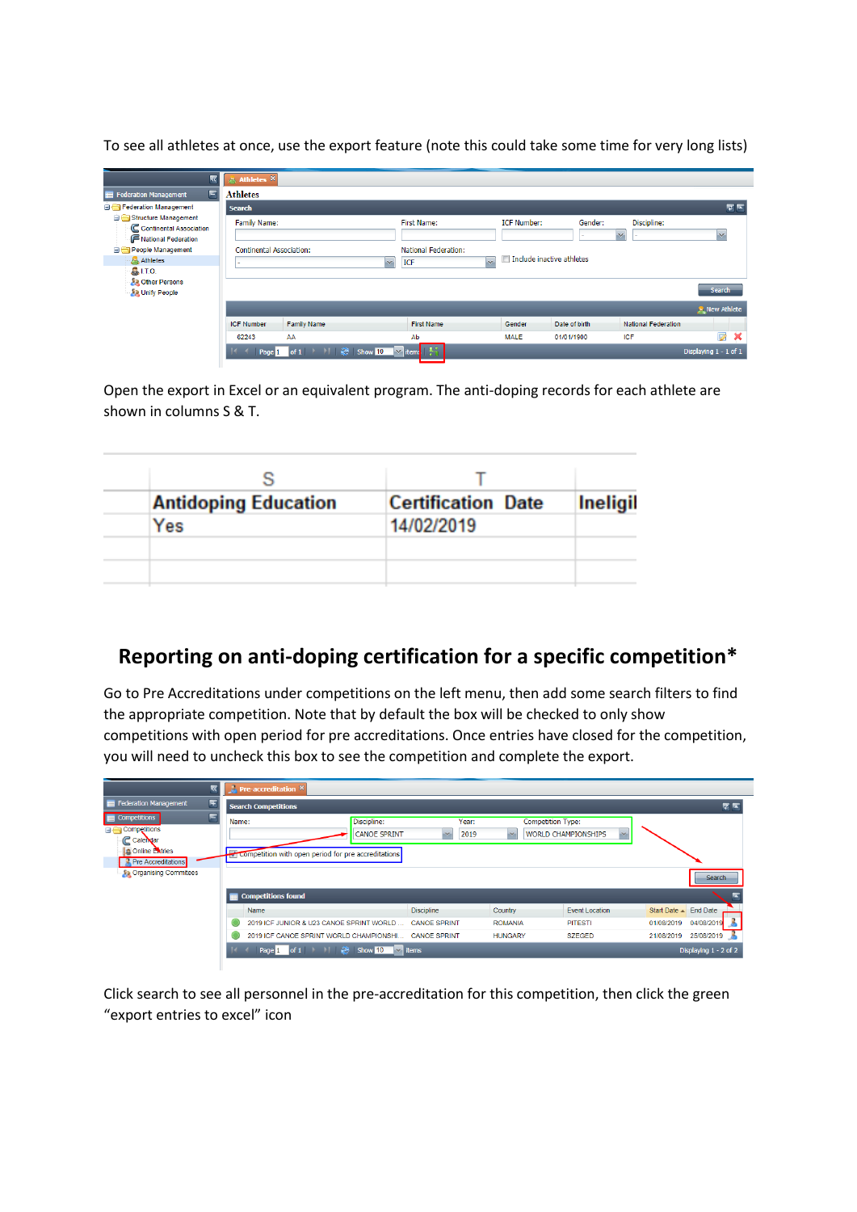To see all athletes at once, use the export feature (note this could take some time for very long lists)

Open the export in Excel or an equivalent program. The anti-doping records for each athlete are shown in columns S & T.

| S | T | |
|---|---|---|
| Antidoping Education | Certification Date | Ineligil |
| Yes | 14/02/2019 | |

## Reporting on anti-doping certification for a specific competition*

Go to Pre Accreditations under competitions on the left menu, then add some search filters to find the appropriate competition. Note that by default the box will be checked to only show competitions with open period for pre accreditations. Once entries have closed for the competition, you will need to uncheck this box to see the competition and complete the export.

Click search to see all personnel in the pre-accreditation for this competition, then click the green "export entries to excel" icon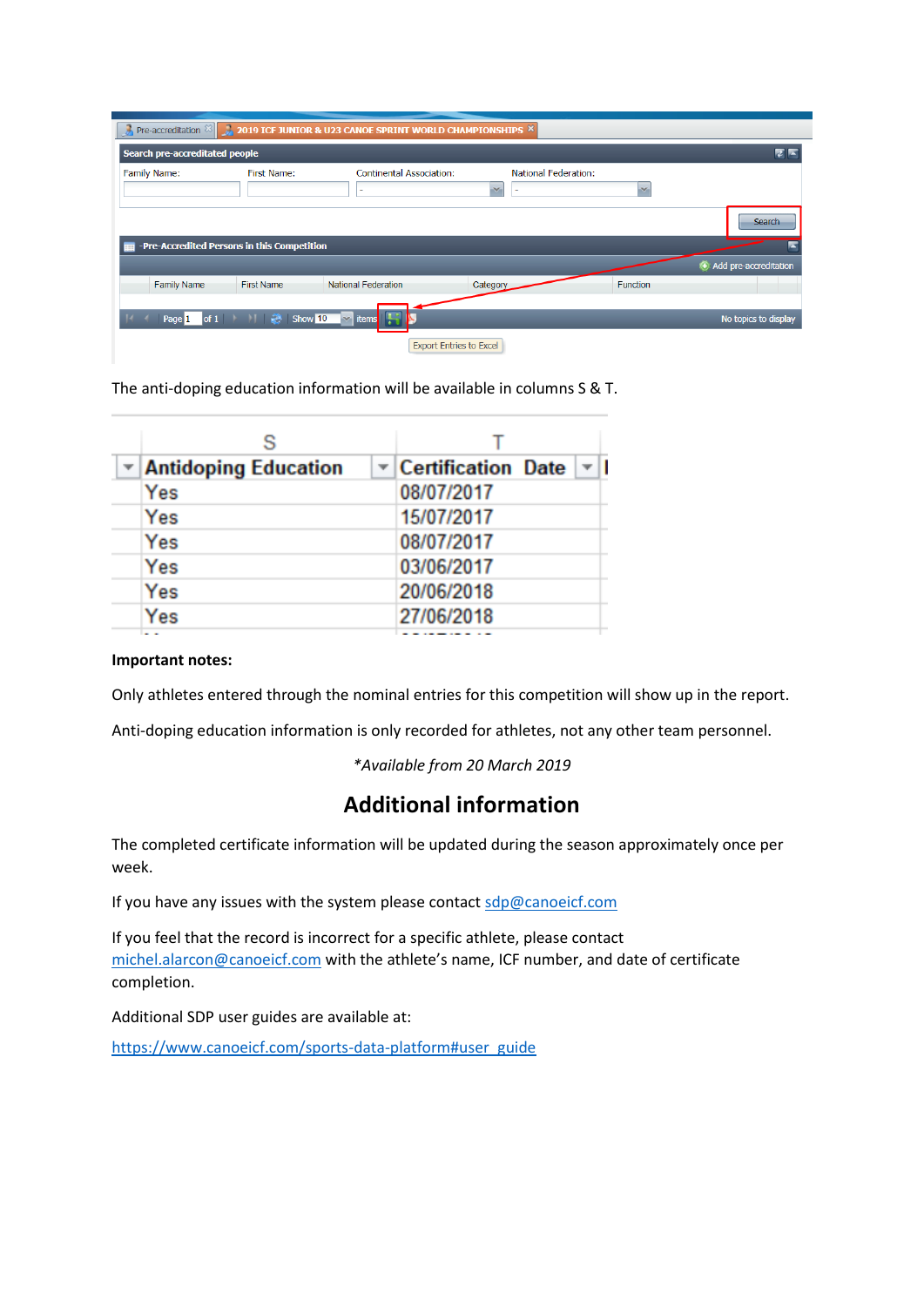The anti-doping education information will be available in columns S & T.

| S | T |
|---|---|
| Antidoping Education | Certification Date |
| Yes | 08/07/2017 |
| Yes | 15/07/2017 |
| Yes | 08/07/2017 |
| Yes | 03/06/2017 |
| Yes | 20/06/2018 |
| Yes | 27/06/2018 |

**Important notes:**

Only athletes entered through the nominal entries for this competition will show up in the report.

Anti-doping education information is only recorded for athletes, not any other team personnel.

*\*Available from 20 March 2019*

## Additional information

The completed certificate information will be updated during the season approximately once per week.

If you have any issues with the system please contact sdp@canoeicf.com

If you feel that the record is incorrect for a specific athlete, please contact michel.alarcon@canoeicf.com with the athlete's name, ICF number, and date of certificate completion.

Additional SDP user guides are available at:

https://www.canoeicf.com/sports-data-platform#user_guide